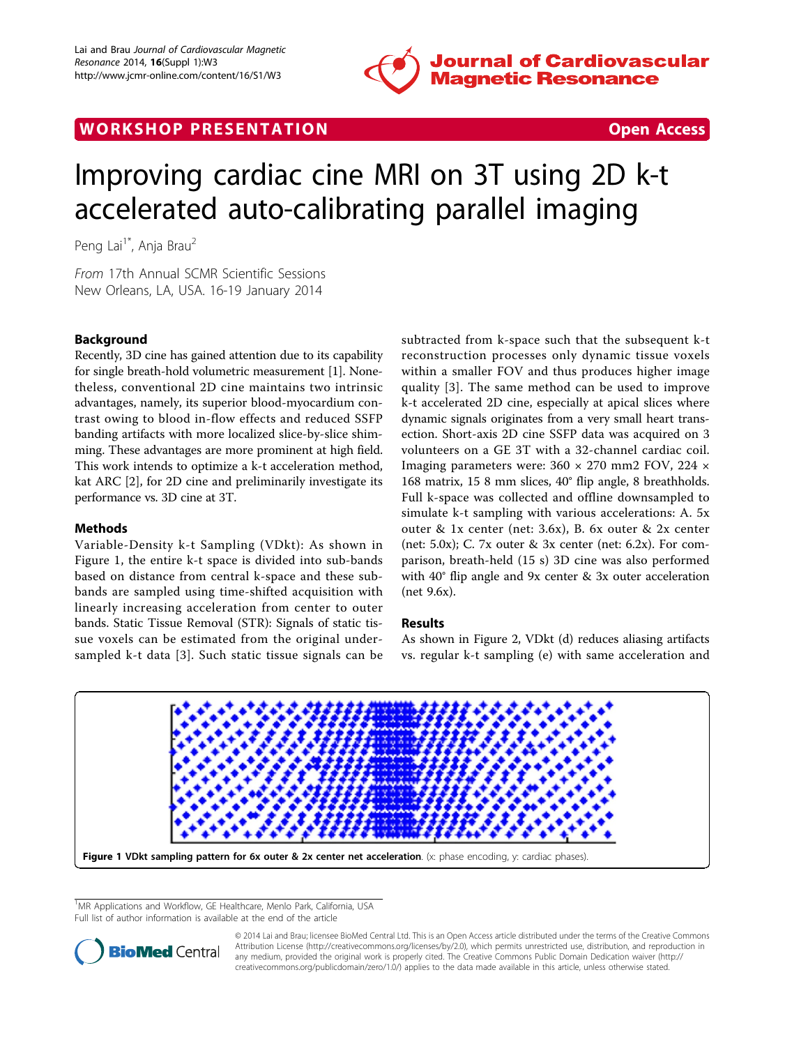# Improving cardiac cine MRI on 3T using 2D k-t accelerated auto-calibrating parallel imaging

Peng Lai[1*], Anja Brau[2]

*From* 17th Annual SCMR Scientific Sessions
New Orleans, LA, USA. 16-19 January 2014

## Background

Recently, 3D cine has gained attention due to its capability for single breath-hold volumetric measurement [1]. Nonetheless, conventional 2D cine maintains two intrinsic advantages, namely, its superior blood-myocardium contrast owing to blood in-flow effects and reduced SSFP banding artifacts with more localized slice-by-slice shimming. These advantages are more prominent at high field. This work intends to optimize a k-t acceleration method, kat ARC [2], for 2D cine and preliminarily investigate its performance vs. 3D cine at 3T.

## Methods

Variable-Density k-t Sampling (VDkt): As shown in Figure 1, the entire k-t space is divided into sub-bands based on distance from central k-space and these sub-bands are sampled using time-shifted acquisition with linearly increasing acceleration from center to outer bands. Static Tissue Removal (STR): Signals of static tissue voxels can be estimated from the original undersampled k-t data [3]. Such static tissue signals can be subtracted from k-space such that the subsequent k-t reconstruction processes only dynamic tissue voxels within a smaller FOV and thus produces higher image quality [3]. The same method can be used to improve k-t accelerated 2D cine, especially at apical slices where dynamic signals originates from a very small heart transection. Short-axis 2D cine SSFP data was acquired on 3 volunteers on a GE 3T with a 32-channel cardiac coil. Imaging parameters were: 360 × 270 mm2 FOV, 224 × 168 matrix, 15 8 mm slices, 40° flip angle, 8 breathholds. Full k-space was collected and offline downsampled to simulate k-t sampling with various accelerations: A. 5x outer & 1x center (net: 3.6x), B. 6x outer & 2x center (net: 5.0x); C. 7x outer & 3x center (net: 6.2x). For comparison, breath-held (15 s) 3D cine was also performed with 40° flip angle and 9x center & 3x outer acceleration (net 9.6x).

## Results

As shown in Figure 2, VDkt (d) reduces aliasing artifacts vs. regular k-t sampling (e) with same acceleration and

**Figure 1 VDkt sampling pattern for 6x outer & 2x center net acceleration**. (x: phase encoding, y: cardiac phases).

[1]MR Applications and Workflow, GE Healthcare, Menlo Park, California, USA
Full list of author information is available at the end of the article

© 2014 Lai and Brau; licensee BioMed Central Ltd. This is an Open Access article distributed under the terms of the Creative Commons Attribution License (http://creativecommons.org/licenses/by/2.0), which permits unrestricted use, distribution, and reproduction in any medium, provided the original work is properly cited. The Creative Commons Public Domain Dedication waiver (http://creativecommons.org/publicdomain/zero/1.0/) applies to the data made available in this article, unless otherwise stated.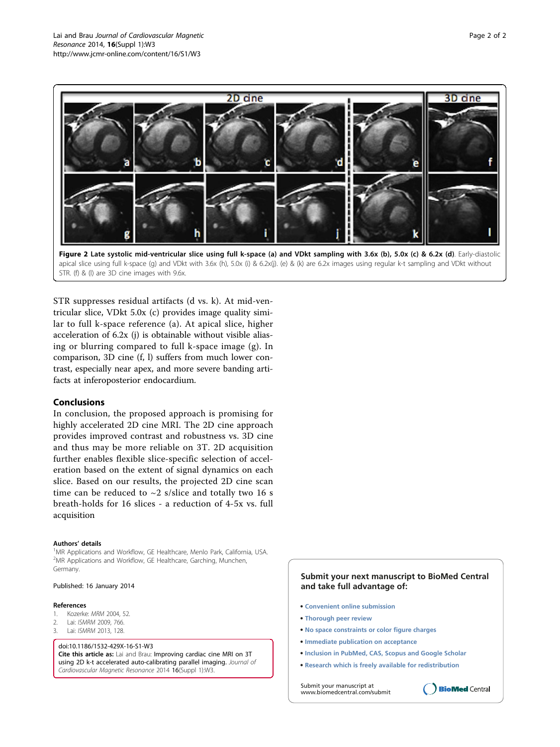**Figure 2 Late systolic mid-ventricular slice using full k-space (a) and VDkt sampling with 3.6x (b), 5.0x (c) & 6.2x (d)**. Early-diastolic apical slice using full k-space (g) and VDkt with 3.6x (h), 5.0x (i) & 6.2x(j). (e) & (k) are 6.2x images using regular k-t sampling and VDkt without STR. (f) & (l) are 3D cine images with 9.6x.

STR suppresses residual artifacts (d vs. k). At mid-ventricular slice, VDkt 5.0x (c) provides image quality similar to full k-space reference (a). At apical slice, higher acceleration of 6.2x (j) is obtainable without visible aliasing or blurring compared to full k-space image (g). In comparison, 3D cine (f, l) suffers from much lower contrast, especially near apex, and more severe banding artifacts at inferoposterior endocardium.

## Conclusions

In conclusion, the proposed approach is promising for highly accelerated 2D cine MRI. The 2D cine approach provides improved contrast and robustness vs. 3D cine and thus may be more reliable on 3T. 2D acquisition further enables flexible slice-specific selection of acceleration based on the extent of signal dynamics on each slice. Based on our results, the projected 2D cine scan time can be reduced to ~2 s/slice and totally two 16 s breath-holds for 16 slices - a reduction of 4-5x vs. full acquisition

### Authors' details

[1]MR Applications and Workflow, GE Healthcare, Menlo Park, California, USA. [2]MR Applications and Workflow, GE Healthcare, Garching, Munchen, Germany.

Published: 16 January 2014

### References

1. Kozerke: *MRM* 2004, 52.
2. Lai: *ISMRM* 2009, 766.
3. Lai: *ISMRM* 2013, 128.

doi:10.1186/1532-429X-16-S1-W3

**Cite this article as:** Lai and Brau: Improving cardiac cine MRI on 3T using 2D k-t accelerated auto-calibrating parallel imaging. *Journal of Cardiovascular Magnetic Resonance* 2014 **16**(Suppl 1):W3.

**Submit your next manuscript to BioMed Central and take full advantage of:**

- Convenient online submission
- Thorough peer review
- No space constraints or color figure charges
- Immediate publication on acceptance
- Inclusion in PubMed, CAS, Scopus and Google Scholar
- Research which is freely available for redistribution

Submit your manuscript at www.biomedcentral.com/submit